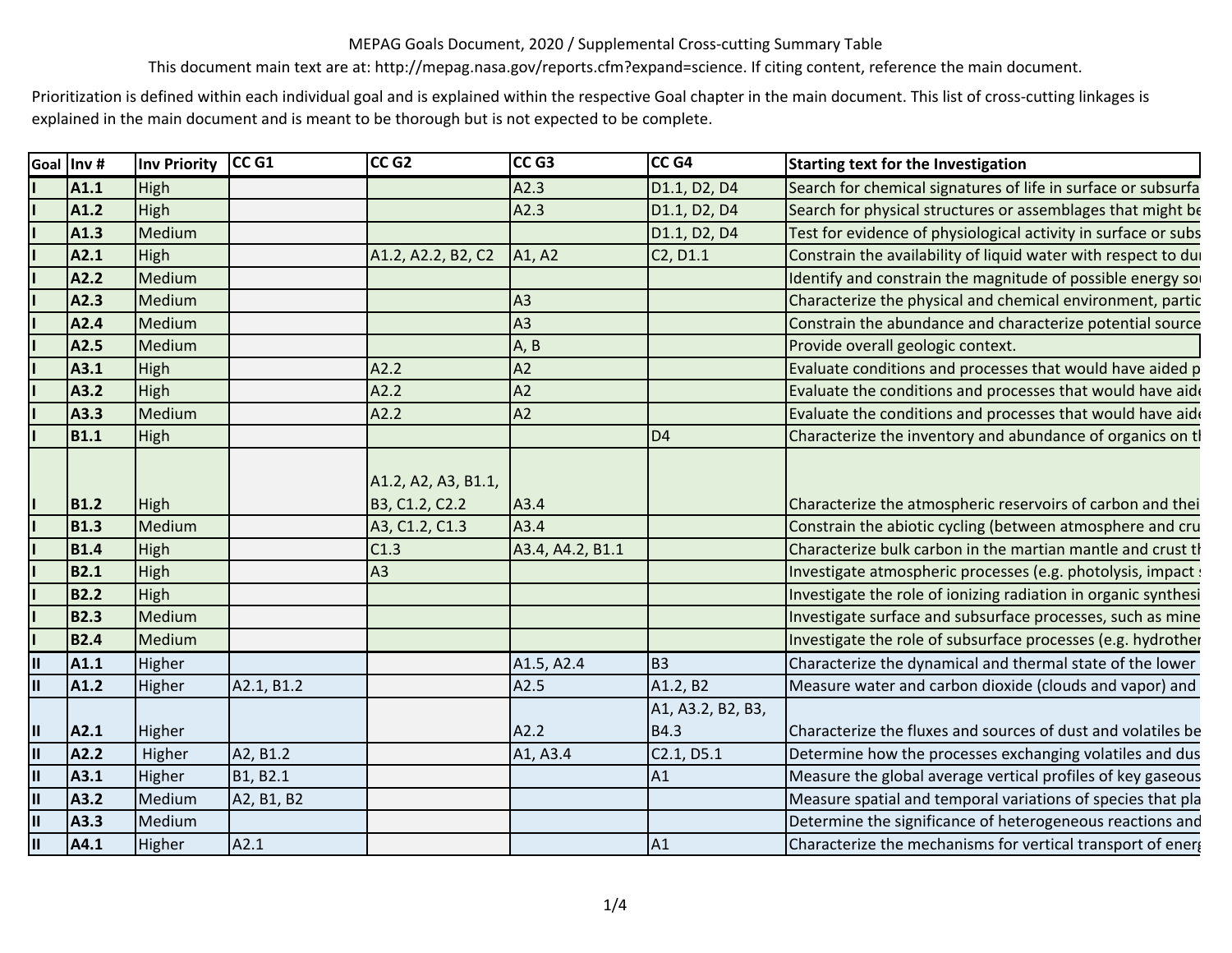MEPAG Goals Document, 2020 / Supplemental Cross-cutting Summary Table

This document main text are at: http://mepag.nasa.gov/reports.cfm?expand=science. If citing content, reference the main document.

Prioritization is defined within each individual goal and is explained within the respective Goal chapter in the main document. This list of cross-cutting linkages is explained in the main document and is meant to be thorough but is not expected to be complete.

| Goal | Inv # | Inv Priority | CC G1 | CC G2 | CC G3 | CC G4 | Starting text for the Investigation |
|---|---|---|---|---|---|---|---|
| I | **A1.1** | High | | | A2.3 | D1.1, D2, D4 | Search for chemical signatures of life in surface or subsurfa |
| I | **A1.2** | High | | | A2.3 | D1.1, D2, D4 | Search for physical structures or assemblages that might be |
| I | **A1.3** | Medium | | | | D1.1, D2, D4 | Test for evidence of physiological activity in surface or subs |
| I | **A2.1** | High | | A1.2, A2.2, B2, C2 | A1, A2 | C2, D1.1 | Constrain the availability of liquid water with respect to dur |
| I | **A2.2** | Medium | | | | | Identify and constrain the magnitude of possible energy sou |
| I | **A2.3** | Medium | | | A3 | | Characterize the physical and chemical environment, partic |
| I | **A2.4** | Medium | | | A3 | | Constrain the abundance and characterize potential source |
| I | **A2.5** | Medium | | | A, B | | Provide overall geologic context. |
| I | **A3.1** | High | | A2.2 | A2 | | Evaluate conditions and processes that would have aided p |
| I | **A3.2** | High | | A2.2 | A2 | | Evaluate the conditions and processes that would have aide |
| I | **A3.3** | Medium | | A2.2 | A2 | | Evaluate the conditions and processes that would have aide |
| I | **B1.1** | High | | | | D4 | Characterize the inventory and abundance of organics on th |
| I | **B1.2** | High | | A1.2, A2, A3, B1.1, B3, C1.2, C2.2 | A3.4 | | Characterize the atmospheric reservoirs of carbon and thei |
| I | **B1.3** | Medium | | A3, C1.2, C1.3 | A3.4 | | Constrain the abiotic cycling (between atmosphere and cru |
| I | **B1.4** | High | | C1.3 | A3.4, A4.2, B1.1 | | Characterize bulk carbon in the martian mantle and crust th |
| I | **B2.1** | High | | A3 | | | Investigate atmospheric processes (e.g. photolysis, impact s |
| I | **B2.2** | High | | | | | Investigate the role of ionizing radiation in organic synthesi |
| I | **B2.3** | Medium | | | | | Investigate surface and subsurface processes, such as mine |
| I | **B2.4** | Medium | | | | | Investigate the role of subsurface processes (e.g. hydrother |
| II | **A1.1** | Higher | | | A1.5, A2.4 | B3 | Characterize the dynamical and thermal state of the lower |
| II | **A1.2** | Higher | A2.1, B1.2 | | A2.5 | A1.2, B2 | Measure water and carbon dioxide (clouds and vapor) and |
| II | **A2.1** | Higher | | | A2.2 | A1, A3.2, B2, B3, B4.3 | Characterize the fluxes and sources of dust and volatiles be |
| II | **A2.2** | Higher | A2, B1.2 | | A1, A3.4 | C2.1, D5.1 | Determine how the processes exchanging volatiles and dus |
| II | **A3.1** | Higher | B1, B2.1 | | | A1 | Measure the global average vertical profiles of key gaseous |
| II | **A3.2** | Medium | A2, B1, B2 | | | | Measure spatial and temporal variations of species that pla |
| II | **A3.3** | Medium | | | | | Determine the significance of heterogeneous reactions and |
| II | **A4.1** | Higher | A2.1 | | | A1 | Characterize the mechanisms for vertical transport of energ |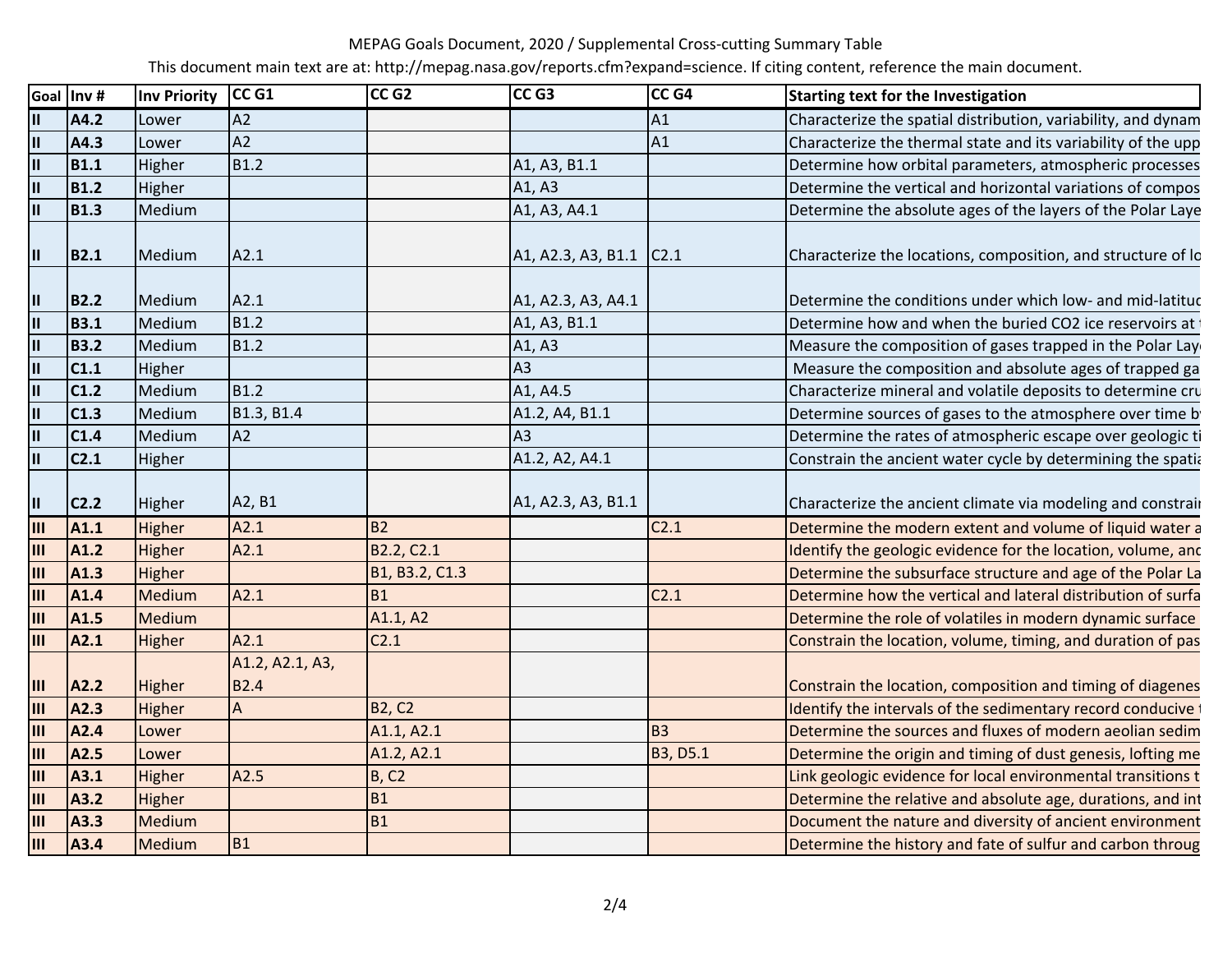MEPAG Goals Document, 2020 / Supplemental Cross-cutting Summary Table

This document main text are at: http://mepag.nasa.gov/reports.cfm?expand=science. If citing content, reference the main document.

| Goal | Inv # | Inv Priority | CC G1 | CC G2 | CC G3 | CC G4 | Starting text for the Investigation |
|---|---|---|---|---|---|---|---|
| II | A4.2 | Lower | A2 | | | A1 | Characterize the spatial distribution, variability, and dynam |
| II | A4.3 | Lower | A2 | | | A1 | Characterize the thermal state and its variability of the upp |
| II | B1.1 | Higher | B1.2 | | A1, A3, B1.1 | | Determine how orbital parameters, atmospheric processes |
| II | B1.2 | Higher | | | A1, A3 | | Determine the vertical and horizontal variations of compos |
| II | B1.3 | Medium | | | A1, A3, A4.1 | | Determine the absolute ages of the layers of the Polar Laye |
| II | B2.1 | Medium | A2.1 | | A1, A2.3, A3, B1.1 | C2.1 | Characterize the locations, composition, and structure of lo |
| II | B2.2 | Medium | A2.1 | | A1, A2.3, A3, A4.1 | | Determine the conditions under which low- and mid-latitud |
| II | B3.1 | Medium | B1.2 | | A1, A3, B1.1 | | Determine how and when the buried CO2 ice reservoirs at t |
| II | B3.2 | Medium | B1.2 | | A1, A3 | | Measure the composition of gases trapped in the Polar Laye |
| II | C1.1 | Higher | | | A3 | | Measure the composition and absolute ages of trapped ga |
| II | C1.2 | Medium | B1.2 | | A1, A4.5 | | Characterize mineral and volatile deposits to determine cru |
| II | C1.3 | Medium | B1.3, B1.4 | | A1.2, A4, B1.1 | | Determine sources of gases to the atmosphere over time by |
| II | C1.4 | Medium | A2 | | A3 | | Determine the rates of atmospheric escape over geologic ti |
| II | C2.1 | Higher | | | A1.2, A2, A4.1 | | Constrain the ancient water cycle by determining the spatia |
| II | C2.2 | Higher | A2, B1 | | A1, A2.3, A3, B1.1 | | Characterize the ancient climate via modeling and constrain |
| III | A1.1 | Higher | A2.1 | B2 | | C2.1 | Determine the modern extent and volume of liquid water a |
| III | A1.2 | Higher | A2.1 | B2.2, C2.1 | | | Identify the geologic evidence for the location, volume, and |
| III | A1.3 | Higher | | B1, B3.2, C1.3 | | | Determine the subsurface structure and age of the Polar La |
| III | A1.4 | Medium | A2.1 | B1 | | C2.1 | Determine how the vertical and lateral distribution of surfa |
| III | A1.5 | Medium | | A1.1, A2 | | | Determine the role of volatiles in modern dynamic surface |
| III | A2.1 | Higher | A2.1 | C2.1 | | | Constrain the location, volume, timing, and duration of pas |
| III | A2.2 | Higher | A1.2, A2.1, A3, B2.4 | | | | Constrain the location, composition and timing of diagenes |
| III | A2.3 | Higher | A | B2, C2 | | | Identify the intervals of the sedimentary record conducive t |
| III | A2.4 | Lower | | A1.1, A2.1 | | B3 | Determine the sources and fluxes of modern aeolian sedim |
| III | A2.5 | Lower | | A1.2, A2.1 | | B3, D5.1 | Determine the origin and timing of dust genesis, lofting me |
| III | A3.1 | Higher | A2.5 | B, C2 | | | Link geologic evidence for local environmental transitions t |
| III | A3.2 | Higher | | B1 | | | Determine the relative and absolute age, durations, and int |
| III | A3.3 | Medium | | B1 | | | Document the nature and diversity of ancient environment |
| III | A3.4 | Medium | B1 | | | | Determine the history and fate of sulfur and carbon throug |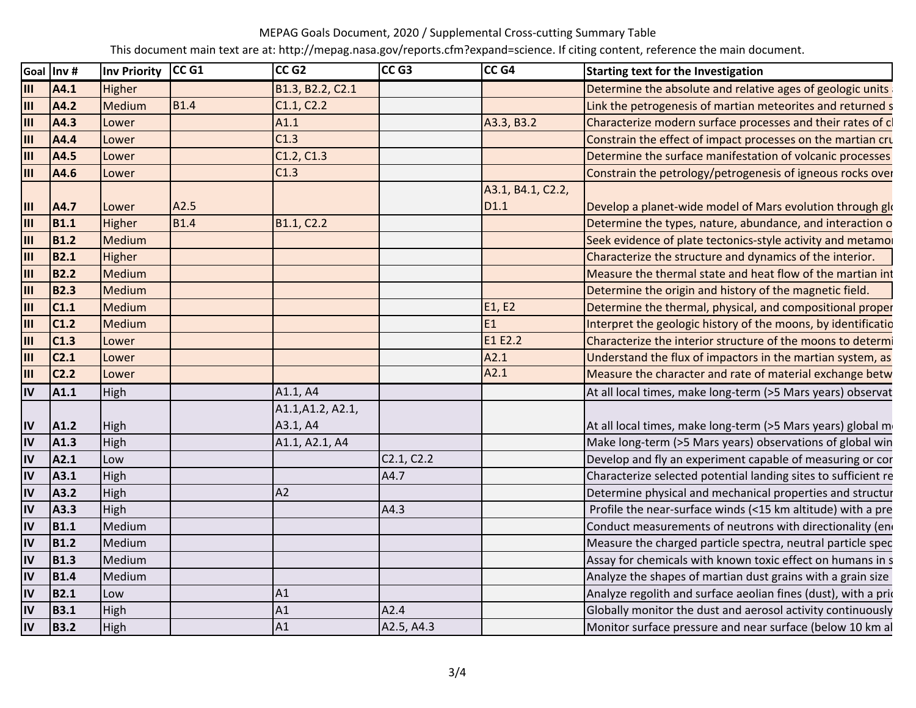MEPAG Goals Document, 2020 / Supplemental Cross-cutting Summary Table

This document main text are at: http://mepag.nasa.gov/reports.cfm?expand=science. If citing content, reference the main document.

| Goal | Inv # | Inv Priority | CC G1 | CC G2 | CC G3 | CC G4 | Starting text for the Investigation |
|---|---|---|---|---|---|---|---|
| III | A4.1 | Higher | | B1.3, B2.2, C2.1 | | | Determine the absolute and relative ages of geologic units |
| III | A4.2 | Medium | B1.4 | C1.1, C2.2 | | | Link the petrogenesis of martian meteorites and returned s |
| III | A4.3 | Lower | | A1.1 | | A3.3, B3.2 | Characterize modern surface processes and their rates of cl |
| III | A4.4 | Lower | | C1.3 | | | Constrain the effect of impact processes on the martian cru |
| III | A4.5 | Lower | | C1.2, C1.3 | | | Determine the surface manifestation of volcanic processes |
| III | A4.6 | Lower | | C1.3 | | | Constrain the petrology/petrogenesis of igneous rocks over |
| III | A4.7 | Lower | A2.5 | | | A3.1, B4.1, C2.2, D1.1 | Develop a planet-wide model of Mars evolution through glo |
| III | B1.1 | Higher | B1.4 | B1.1, C2.2 | | | Determine the types, nature, abundance, and interaction o |
| III | B1.2 | Medium | | | | | Seek evidence of plate tectonics-style activity and metamor |
| III | B2.1 | Higher | | | | | Characterize the structure and dynamics of the interior. |
| III | B2.2 | Medium | | | | | Measure the thermal state and heat flow of the martian int |
| III | B2.3 | Medium | | | | | Determine the origin and history of the magnetic field. |
| III | C1.1 | Medium | | | | E1, E2 | Determine the thermal, physical, and compositional proper |
| III | C1.2 | Medium | | | | E1 | Interpret the geologic history of the moons, by identificatio |
| III | C1.3 | Lower | | | | E1 E2.2 | Characterize the interior structure of the moons to determi |
| III | C2.1 | Lower | | | | A2.1 | Understand the flux of impactors in the martian system, as |
| III | C2.2 | Lower | | | | A2.1 | Measure the character and rate of material exchange betw |
| IV | A1.1 | High | | A1.1, A4 | | | At all local times, make long-term (>5 Mars years) observat |
| IV | A1.2 | High | | A1.1,A1.2, A2.1, A3.1, A4 | | | At all local times, make long-term (>5 Mars years) global m |
| IV | A1.3 | High | | A1.1, A2.1, A4 | | | Make long-term (>5 Mars years) observations of global win |
| IV | A2.1 | Low | | | C2.1, C2.2 | | Develop and fly an experiment capable of measuring or cor |
| IV | A3.1 | High | | | A4.7 | | Characterize selected potential landing sites to sufficient re |
| IV | A3.2 | High | | A2 | | | Determine physical and mechanical properties and structur |
| IV | A3.3 | High | | | A4.3 | | Profile the near-surface winds (<15 km altitude) with a pre |
| IV | B1.1 | Medium | | | | | Conduct measurements of neutrons with directionality (ene |
| IV | B1.2 | Medium | | | | | Measure the charged particle spectra, neutral particle spec |
| IV | B1.3 | Medium | | | | | Assay for chemicals with known toxic effect on humans in s |
| IV | B1.4 | Medium | | | | | Analyze the shapes of martian dust grains with a grain size |
| IV | B2.1 | Low | | A1 | | | Analyze regolith and surface aeolian fines (dust), with a prio |
| IV | B3.1 | High | | A1 | A2.4 | | Globally monitor the dust and aerosol activity continuously |
| IV | B3.2 | High | | A1 | A2.5, A4.3 | | Monitor surface pressure and near surface (below 10 km al |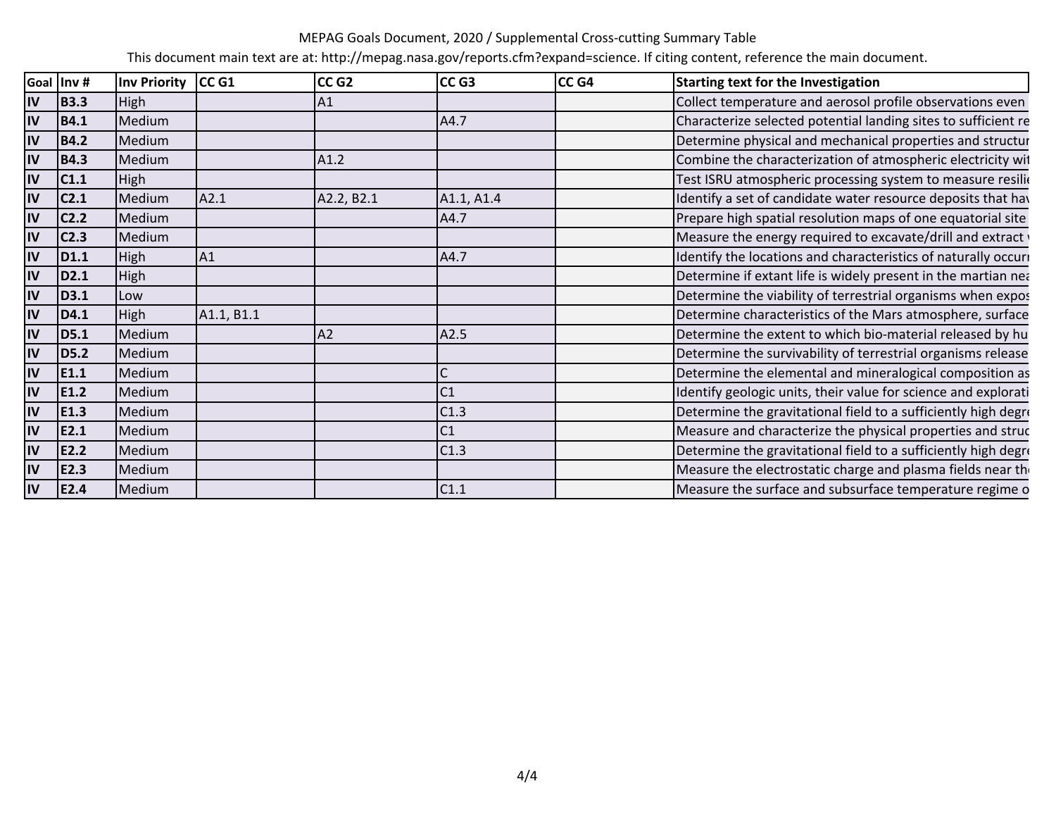MEPAG Goals Document, 2020 / Supplemental Cross-cutting Summary Table

This document main text are at: http://mepag.nasa.gov/reports.cfm?expand=science. If citing content, reference the main document.

| Goal | Inv # | Inv Priority | CC G1 | CC G2 | CC G3 | CC G4 | Starting text for the Investigation |
|---|---|---|---|---|---|---|---|
| IV | B3.3 | High | | A1 | | | Collect temperature and aerosol profile observations even |
| IV | B4.1 | Medium | | | A4.7 | | Characterize selected potential landing sites to sufficient re |
| IV | B4.2 | Medium | | | | | Determine physical and mechanical properties and structur |
| IV | B4.3 | Medium | | A1.2 | | | Combine the characterization of atmospheric electricity wit |
| IV | C1.1 | High | | | | | Test ISRU atmospheric processing system to measure resilie |
| IV | C2.1 | Medium | A2.1 | A2.2, B2.1 | A1.1, A1.4 | | Identify a set of candidate water resource deposits that hav |
| IV | C2.2 | Medium | | | A4.7 | | Prepare high spatial resolution maps of one equatorial site |
| IV | C2.3 | Medium | | | | | Measure the energy required to excavate/drill and extract v |
| IV | D1.1 | High | A1 | | A4.7 | | Identify the locations and characteristics of naturally occurr |
| IV | D2.1 | High | | | | | Determine if extant life is widely present in the martian nea |
| IV | D3.1 | Low | | | | | Determine the viability of terrestrial organisms when expos |
| IV | D4.1 | High | A1.1, B1.1 | | | | Determine characteristics of the Mars atmosphere, surface |
| IV | D5.1 | Medium | | A2 | A2.5 | | Determine the extent to which bio-material released by hu |
| IV | D5.2 | Medium | | | | | Determine the survivability of terrestrial organisms release |
| IV | E1.1 | Medium | | | C | | Determine the elemental and mineralogical composition as |
| IV | E1.2 | Medium | | | C1 | | Identify geologic units, their value for science and explorati |
| IV | E1.3 | Medium | | | C1.3 | | Determine the gravitational field to a sufficiently high degre |
| IV | E2.1 | Medium | | | C1 | | Measure and characterize the physical properties and struc |
| IV | E2.2 | Medium | | | C1.3 | | Determine the gravitational field to a sufficiently high degre |
| IV | E2.3 | Medium | | | | | Measure the electrostatic charge and plasma fields near th |
| IV | E2.4 | Medium | | | C1.1 | | Measure the surface and subsurface temperature regime o |